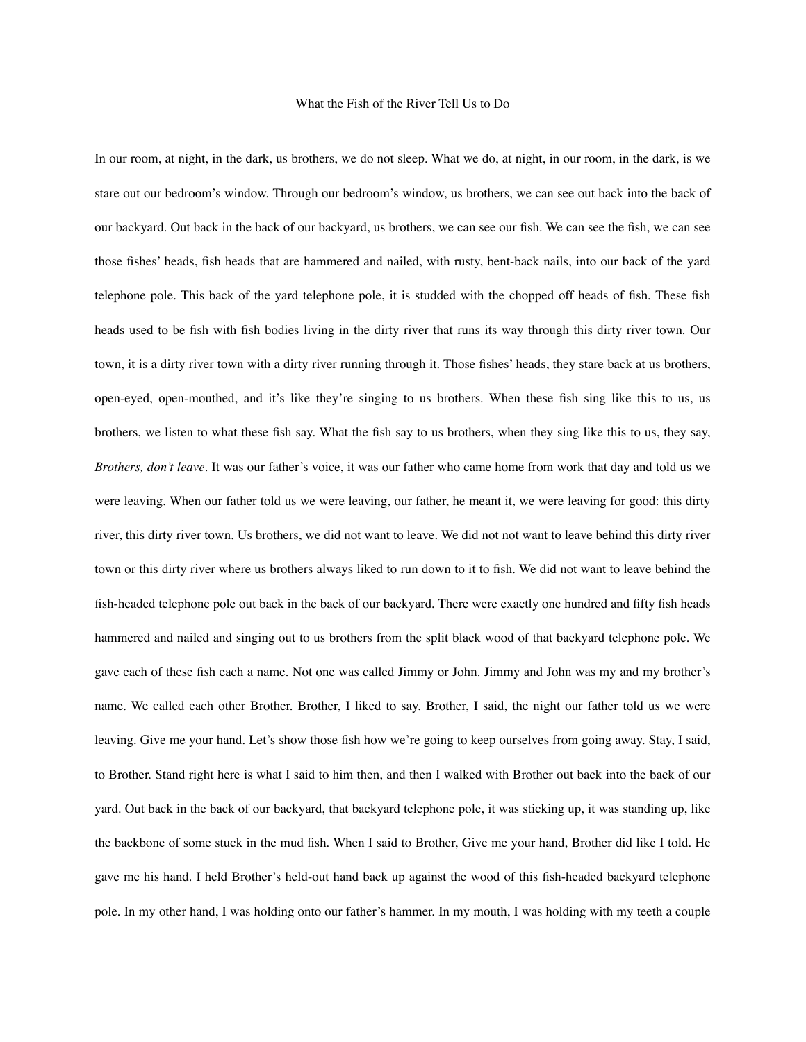# What the Fish of the River Tell Us to Do

In our room, at night, in the dark, us brothers, we do not sleep. What we do, at night, in our room, in the dark, is we stare out our bedroom's window. Through our bedroom's window, us brothers, we can see out back into the back of our backyard. Out back in the back of our backyard, us brothers, we can see our fish. We can see the fish, we can see those fishes' heads, fish heads that are hammered and nailed, with rusty, bent-back nails, into our back of the yard telephone pole. This back of the yard telephone pole, it is studded with the chopped off heads of fish. These fish heads used to be fish with fish bodies living in the dirty river that runs its way through this dirty river town. Our town, it is a dirty river town with a dirty river running through it. Those fishes' heads, they stare back at us brothers, open-eyed, open-mouthed, and it's like they're singing to us brothers. When these fish sing like this to us, us brothers, we listen to what these fish say. What the fish say to us brothers, when they sing like this to us, they say, *Brothers, don't leave*. It was our father's voice, it was our father who came home from work that day and told us we were leaving. When our father told us we were leaving, our father, he meant it, we were leaving for good: this dirty river, this dirty river town. Us brothers, we did not want to leave. We did not not want to leave behind this dirty river town or this dirty river where us brothers always liked to run down to it to fish. We did not want to leave behind the fish-headed telephone pole out back in the back of our backyard. There were exactly one hundred and fifty fish heads hammered and nailed and singing out to us brothers from the split black wood of that backyard telephone pole. We gave each of these fish each a name. Not one was called Jimmy or John. Jimmy and John was my and my brother's name. We called each other Brother. Brother, I liked to say. Brother, I said, the night our father told us we were leaving. Give me your hand. Let's show those fish how we're going to keep ourselves from going away. Stay, I said, to Brother. Stand right here is what I said to him then, and then I walked with Brother out back into the back of our yard. Out back in the back of our backyard, that backyard telephone pole, it was sticking up, it was standing up, like the backbone of some stuck in the mud fish. When I said to Brother, Give me your hand, Brother did like I told. He gave me his hand. I held Brother's held-out hand back up against the wood of this fish-headed backyard telephone pole. In my other hand, I was holding onto our father's hammer. In my mouth, I was holding with my teeth a couple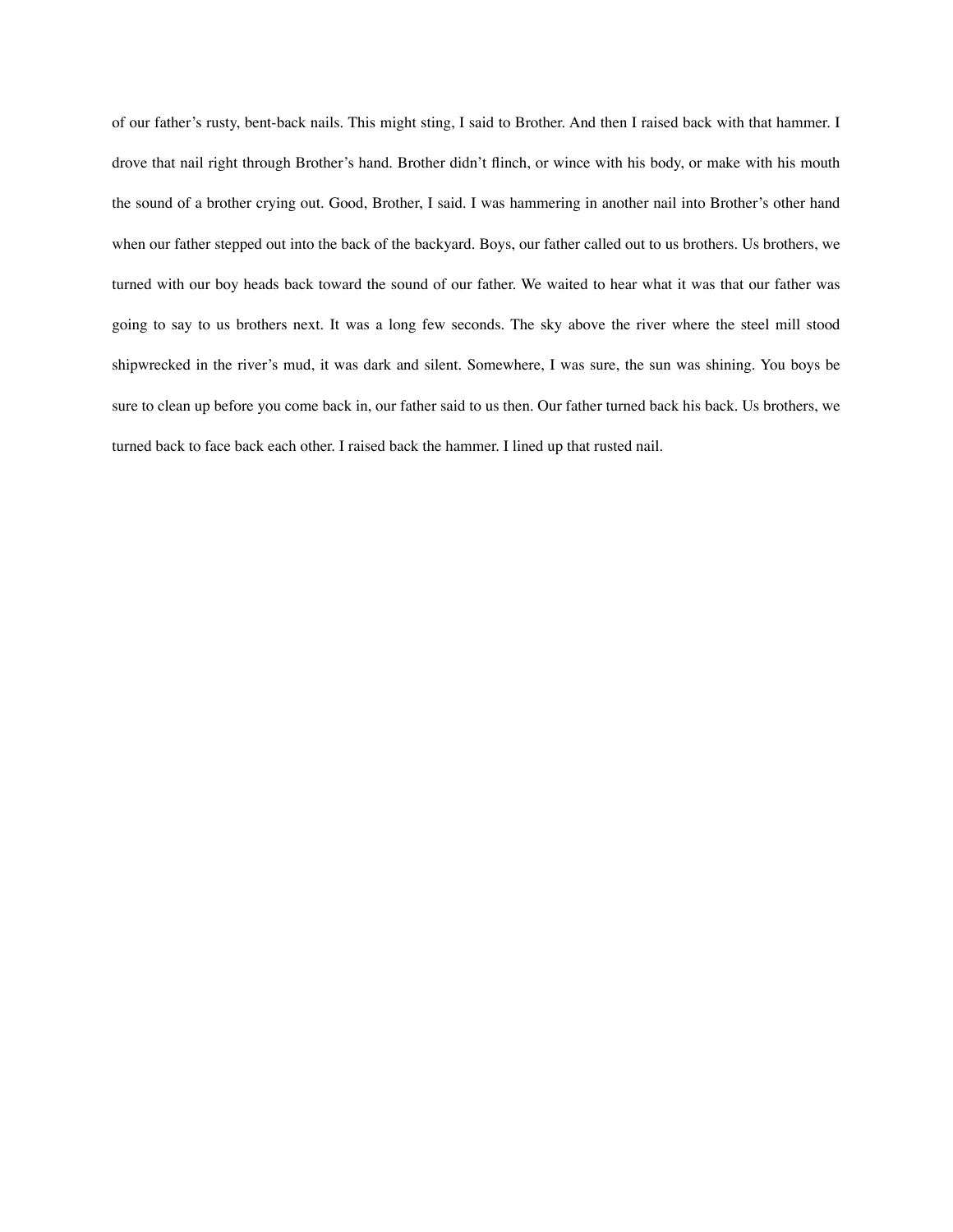of our father's rusty, bent-back nails. This might sting, I said to Brother. And then I raised back with that hammer. I drove that nail right through Brother's hand. Brother didn't flinch, or wince with his body, or make with his mouth the sound of a brother crying out. Good, Brother, I said. I was hammering in another nail into Brother's other hand when our father stepped out into the back of the backyard. Boys, our father called out to us brothers. Us brothers, we turned with our boy heads back toward the sound of our father. We waited to hear what it was that our father was going to say to us brothers next. It was a long few seconds. The sky above the river where the steel mill stood shipwrecked in the river's mud, it was dark and silent. Somewhere, I was sure, the sun was shining. You boys be sure to clean up before you come back in, our father said to us then. Our father turned back his back. Us brothers, we turned back to face back each other. I raised back the hammer. I lined up that rusted nail.